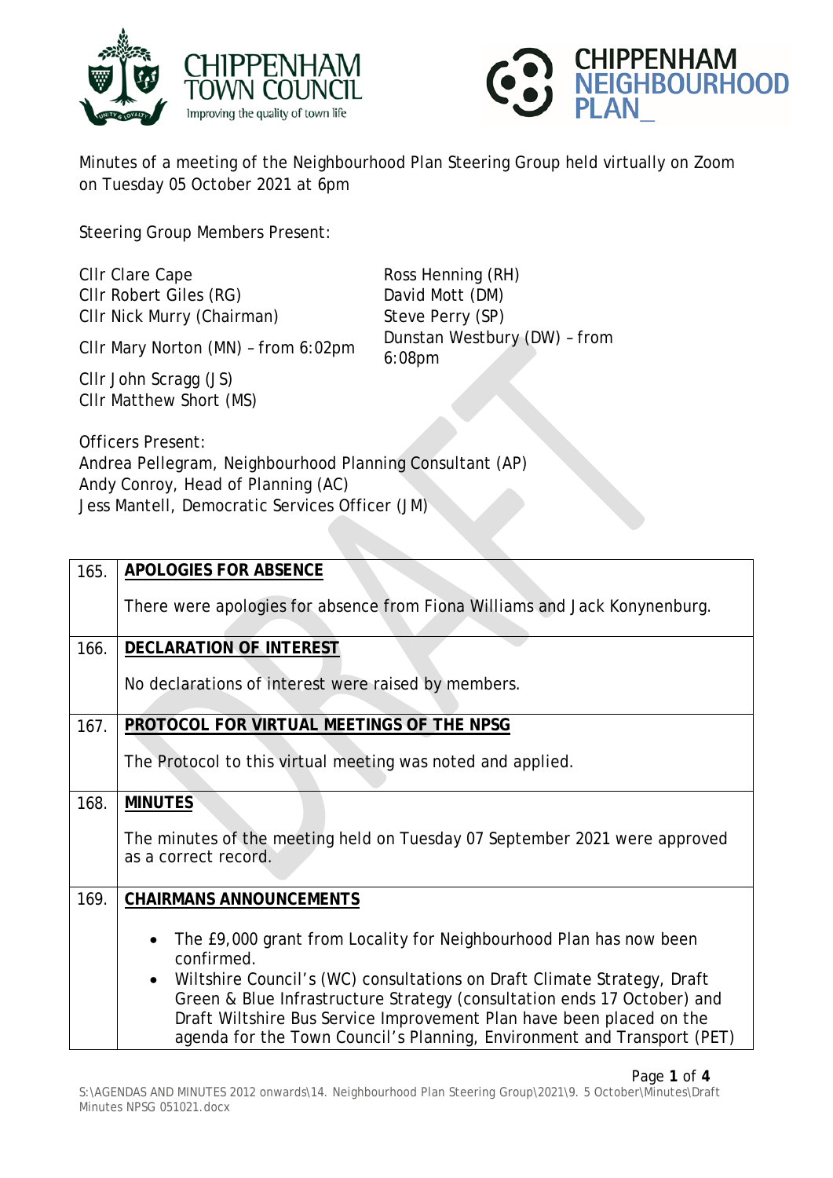Minutes of a meeting of the Neighbourhood Plan Steering Group held virtually on Zoom on Tuesday 05 October 2021 at 6pm

Steering Group Members Present:

Cllr Clare Cape
Cllr Robert Giles (RG)
Cllr Nick Murry (Chairman)
Cllr Mary Norton (MN) – from 6:02pm
Cllr John Scragg (JS)
Cllr Matthew Short (MS)
Ross Henning (RH)
David Mott (DM)
Steve Perry (SP)
Dunstan Westbury (DW) – from 6:08pm

Officers Present:
Andrea Pellegram, Neighbourhood Planning Consultant (AP)
Andy Conroy, Head of Planning (AC)
Jess Mantell, Democratic Services Officer (JM)

| | |
|---|---|
| 165. | **APOLOGIES FOR ABSENCE**<br><br>There were apologies for absence from Fiona Williams and Jack Konynenburg. |
| 166. | **DECLARATION OF INTEREST**<br><br>No declarations of interest were raised by members. |
| 167. | **PROTOCOL FOR VIRTUAL MEETINGS OF THE NPSG**<br><br>The Protocol to this virtual meeting was noted and applied. |
| 168. | **MINUTES**<br><br>The minutes of the meeting held on Tuesday 07 September 2021 were approved as a correct record. |
| 169. | **CHAIRMANS ANNOUNCEMENTS**<br><br>• The £9,000 grant from Locality for Neighbourhood Plan has now been confirmed.<br>• Wiltshire Council's (WC) consultations on Draft Climate Strategy, Draft Green & Blue Infrastructure Strategy (consultation ends 17 October) and Draft Wiltshire Bus Service Improvement Plan have been placed on the agenda for the Town Council's Planning, Environment and Transport (PET) |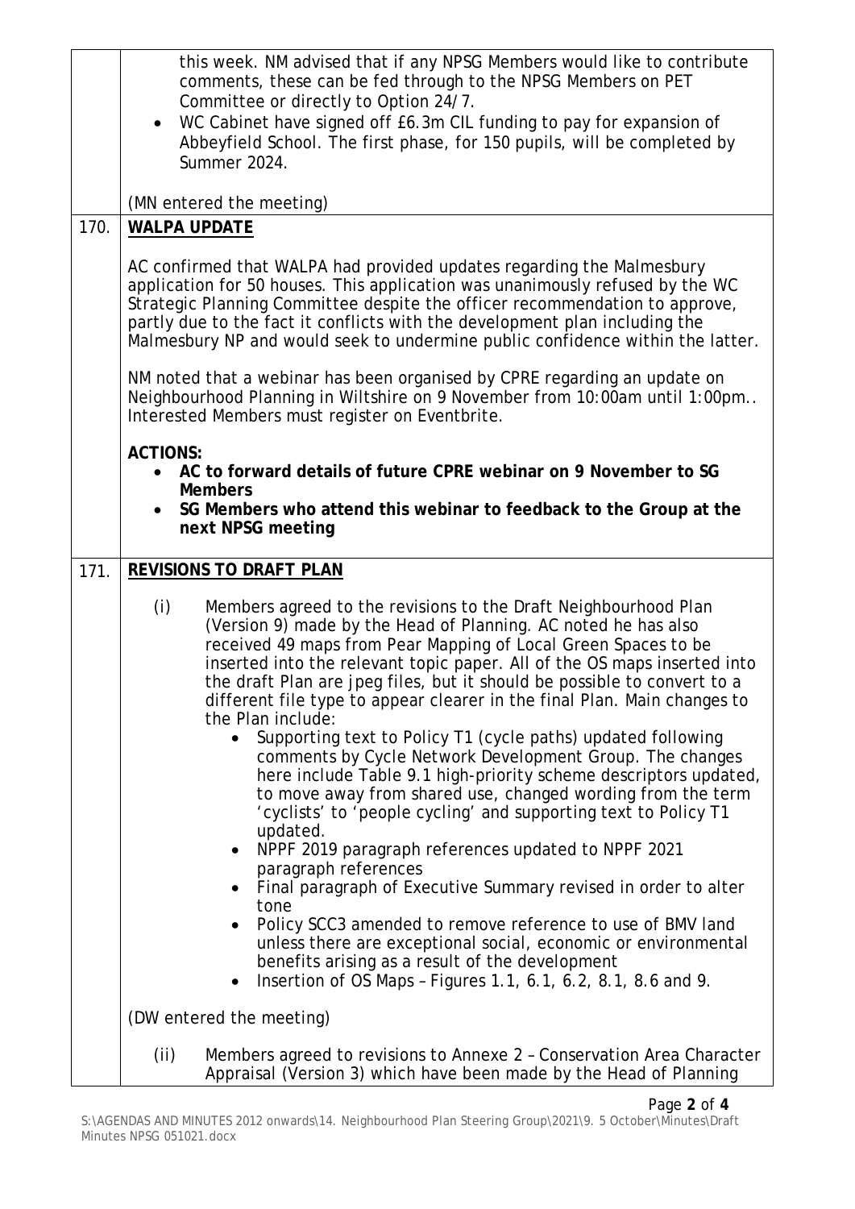| | |
|---|---|
| | this week. NM advised that if any NPSG Members would like to contribute comments, these can be fed through to the NPSG Members on PET Committee or directly to Option 24/7.<br>• WC Cabinet have signed off £6.3m CIL funding to pay for expansion of Abbeyfield School. The first phase, for 150 pupils, will be completed by Summer 2024.<br><br>(MN entered the meeting) |
| 170. | **WALPA UPDATE**<br><br>AC confirmed that WALPA had provided updates regarding the Malmesbury application for 50 houses. This application was unanimously refused by the WC Strategic Planning Committee despite the officer recommendation to approve, partly due to the fact it conflicts with the development plan including the Malmesbury NP and would seek to undermine public confidence within the latter.<br><br>NM noted that a webinar has been organised by CPRE regarding an update on Neighbourhood Planning in Wiltshire on 9 November from 10:00am until 1:00pm.. Interested Members must register on Eventbrite.<br><br>**ACTIONS:**<br>• **AC to forward details of future CPRE webinar on 9 November to SG Members**<br>• **SG Members who attend this webinar to feedback to the Group at the next NPSG meeting** |
| 171. | **REVISIONS TO DRAFT PLAN**<br><br>(i) Members agreed to the revisions to the Draft Neighbourhood Plan (Version 9) made by the Head of Planning. AC noted he has also received 49 maps from Pear Mapping of Local Green Spaces to be inserted into the relevant topic paper. All of the OS maps inserted into the draft Plan are jpeg files, but it should be possible to convert to a different file type to appear clearer in the final Plan. Main changes to the Plan include:<br>• Supporting text to Policy T1 (cycle paths) updated following comments by Cycle Network Development Group. The changes here include Table 9.1 high-priority scheme descriptors updated, to move away from shared use, changed wording from the term 'cyclists' to 'people cycling' and supporting text to Policy T1 updated.<br>• NPPF 2019 paragraph references updated to NPPF 2021 paragraph references<br>• Final paragraph of Executive Summary revised in order to alter tone<br>• Policy SCC3 amended to remove reference to use of BMV land unless there are exceptional social, economic or environmental benefits arising as a result of the development<br>• Insertion of OS Maps – Figures 1.1, 6.1, 6.2, 8.1, 8.6 and 9.<br><br>(DW entered the meeting)<br><br>(ii) Members agreed to revisions to Annexe 2 – Conservation Area Character Appraisal (Version 3) which have been made by the Head of Planning |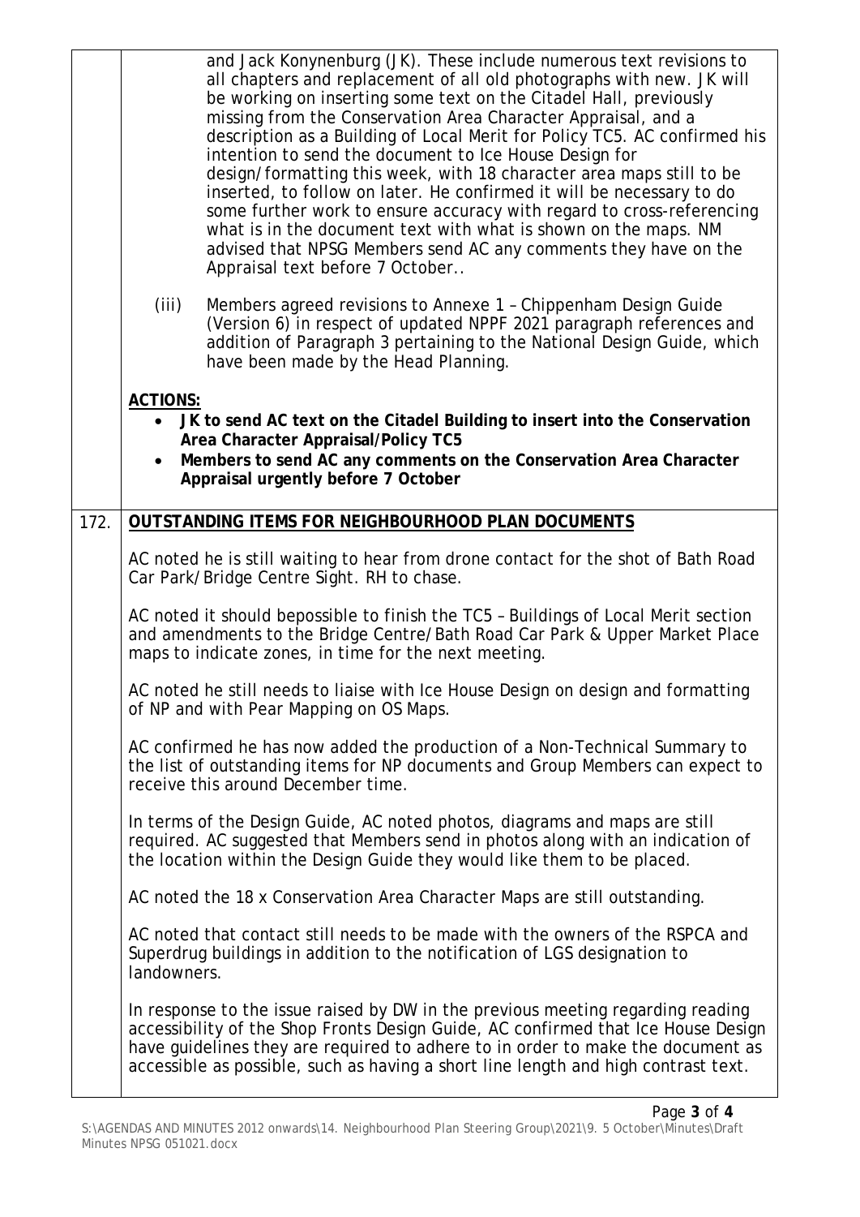and Jack Konynenburg (JK). These include numerous text revisions to all chapters and replacement of all old photographs with new. JK will be working on inserting some text on the Citadel Hall, previously missing from the Conservation Area Character Appraisal, and a description as a Building of Local Merit for Policy TC5. AC confirmed his intention to send the document to Ice House Design for design/formatting this week, with 18 character area maps still to be inserted, to follow on later. He confirmed it will be necessary to do some further work to ensure accuracy with regard to cross-referencing what is in the document text with what is shown on the maps. NM advised that NPSG Members send AC any comments they have on the Appraisal text before 7 October..

(iii) Members agreed revisions to Annexe 1 – Chippenham Design Guide (Version 6) in respect of updated NPPF 2021 paragraph references and addition of Paragraph 3 pertaining to the National Design Guide, which have been made by the Head Planning.

**ACTIONS:**

- **JK to send AC text on the Citadel Building to insert into the Conservation Area Character Appraisal/Policy TC5**
- **Members to send AC any comments on the Conservation Area Character Appraisal urgently before 7 October**

## 172. OUTSTANDING ITEMS FOR NEIGHBOURHOOD PLAN DOCUMENTS

AC noted he is still waiting to hear from drone contact for the shot of Bath Road Car Park/Bridge Centre Sight. RH to chase.

AC noted it should bepossible to finish the TC5 – Buildings of Local Merit section and amendments to the Bridge Centre/Bath Road Car Park & Upper Market Place maps to indicate zones, in time for the next meeting.

AC noted he still needs to liaise with Ice House Design on design and formatting of NP and with Pear Mapping on OS Maps.

AC confirmed he has now added the production of a Non-Technical Summary to the list of outstanding items for NP documents and Group Members can expect to receive this around December time.

In terms of the Design Guide, AC noted photos, diagrams and maps are still required. AC suggested that Members send in photos along with an indication of the location within the Design Guide they would like them to be placed.

AC noted the 18 x Conservation Area Character Maps are still outstanding.

AC noted that contact still needs to be made with the owners of the RSPCA and Superdrug buildings in addition to the notification of LGS designation to landowners.

In response to the issue raised by DW in the previous meeting regarding reading accessibility of the Shop Fronts Design Guide, AC confirmed that Ice House Design have guidelines they are required to adhere to in order to make the document as accessible as possible, such as having a short line length and high contrast text.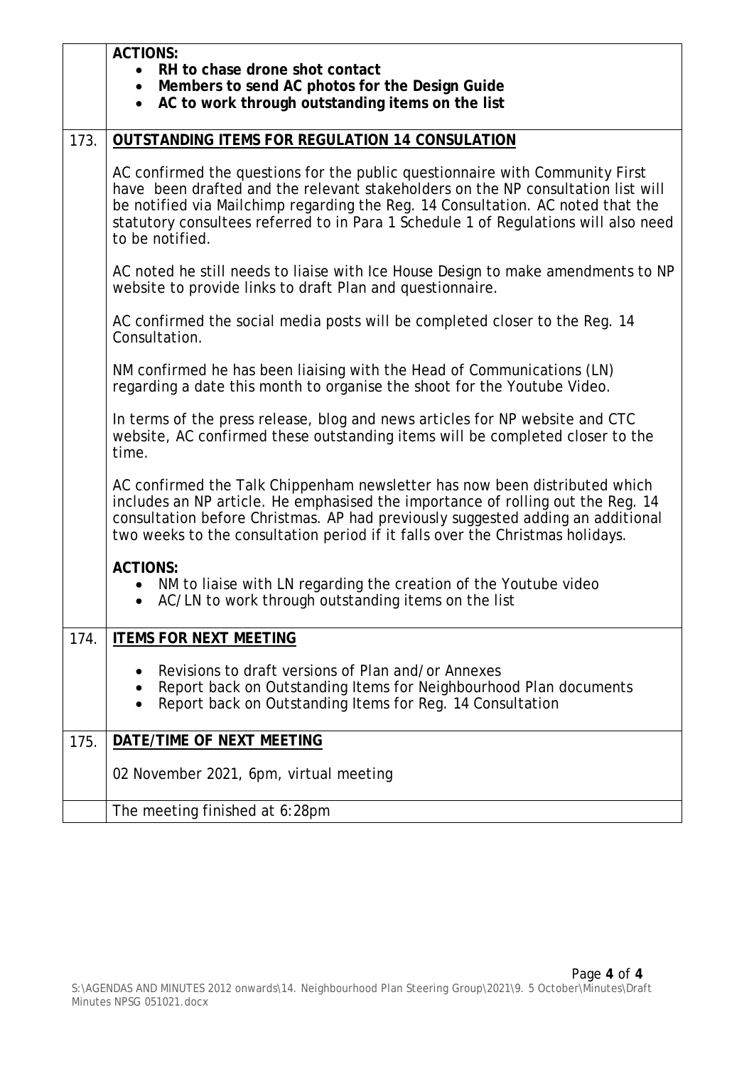| | |
|---|---|
| | **ACTIONS:**<br>• **RH to chase drone shot contact**<br>• **Members to send AC photos for the Design Guide**<br>• **AC to work through outstanding items on the list** |
| 173. | **OUTSTANDING ITEMS FOR REGULATION 14 CONSULATION**<br><br>AC confirmed the questions for the public questionnaire with Community First have been drafted and the relevant stakeholders on the NP consultation list will be notified via Mailchimp regarding the Reg. 14 Consultation. AC noted that the statutory consultees referred to in Para 1 Schedule 1 of Regulations will also need to be notified.<br><br>AC noted he still needs to liaise with Ice House Design to make amendments to NP website to provide links to draft Plan and questionnaire.<br><br>AC confirmed the social media posts will be completed closer to the Reg. 14 Consultation.<br><br>NM confirmed he has been liaising with the Head of Communications (LN) regarding a date this month to organise the shoot for the Youtube Video.<br><br>In terms of the press release, blog and news articles for NP website and CTC website, AC confirmed these outstanding items will be completed closer to the time.<br><br>AC confirmed the Talk Chippenham newsletter has now been distributed which includes an NP article. He emphasised the importance of rolling out the Reg. 14 consultation before Christmas. AP had previously suggested adding an additional two weeks to the consultation period if it falls over the Christmas holidays.<br><br>**ACTIONS:**<br>• NM to liaise with LN regarding the creation of the Youtube video<br>• AC/LN to work through outstanding items on the list |
| 174. | **ITEMS FOR NEXT MEETING**<br><br>• Revisions to draft versions of Plan and/or Annexes<br>• Report back on Outstanding Items for Neighbourhood Plan documents<br>• Report back on Outstanding Items for Reg. 14 Consultation |
| 175. | **DATE/TIME OF NEXT MEETING**<br><br>02 November 2021, 6pm, virtual meeting |
| | The meeting finished at 6:28pm |

S:\AGENDAS AND MINUTES 2012 onwards\14. Neighbourhood Plan Steering Group\2021\9. 5 October\Minutes\Draft Minutes NPSG 051021.docx